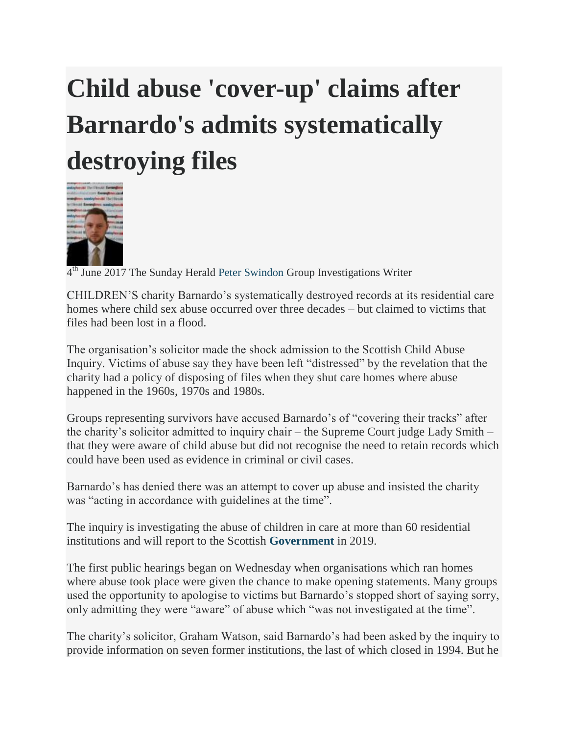# Child abuse 'cover-up' claims after Barnardo's admits systematically destroying files

4th June 2017 The Sunday Herald Peter Swindon Group Investigations Writer

CHILDREN'S charity Barnardo's systematically destroyed records at its residential care homes where child sex abuse occurred over three decades – but claimed to victims that files had been lost in a flood.

The organisation's solicitor made the shock admission to the Scottish Child Abuse Inquiry. Victims of abuse say they have been left "distressed" by the revelation that the charity had a policy of disposing of files when they shut care homes where abuse happened in the 1960s, 1970s and 1980s.

Groups representing survivors have accused Barnardo's of "covering their tracks" after the charity's solicitor admitted to inquiry chair – the Supreme Court judge Lady Smith – that they were aware of child abuse but did not recognise the need to retain records which could have been used as evidence in criminal or civil cases.

Barnardo's has denied there was an attempt to cover up abuse and insisted the charity was "acting in accordance with guidelines at the time".

The inquiry is investigating the abuse of children in care at more than 60 residential institutions and will report to the Scottish **Government** in 2019.

The first public hearings began on Wednesday when organisations which ran homes where abuse took place were given the chance to make opening statements. Many groups used the opportunity to apologise to victims but Barnardo's stopped short of saying sorry, only admitting they were "aware" of abuse which "was not investigated at the time".

The charity's solicitor, Graham Watson, said Barnardo's had been asked by the inquiry to provide information on seven former institutions, the last of which closed in 1994. But he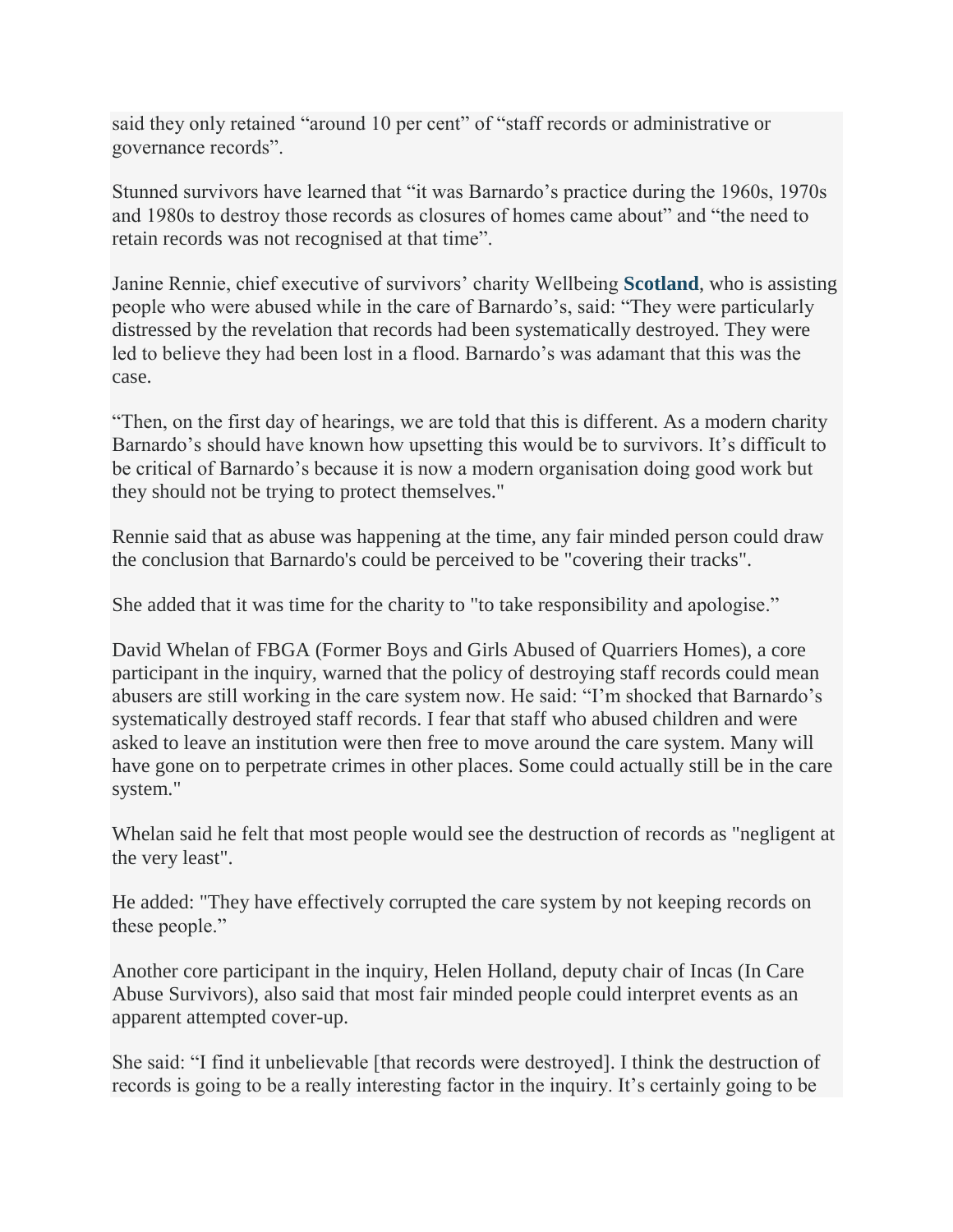said they only retained “around 10 per cent” of “staff records or administrative or governance records”.

Stunned survivors have learned that “it was Barnardo’s practice during the 1960s, 1970s and 1980s to destroy those records as closures of homes came about” and “the need to retain records was not recognised at that time”.

Janine Rennie, chief executive of survivors’ charity Wellbeing **Scotland**, who is assisting people who were abused while in the care of Barnardo’s, said: “They were particularly distressed by the revelation that records had been systematically destroyed. They were led to believe they had been lost in a flood. Barnardo’s was adamant that this was the case.

“Then, on the first day of hearings, we are told that this is different. As a modern charity Barnardo’s should have known how upsetting this would be to survivors. It’s difficult to be critical of Barnardo’s because it is now a modern organisation doing good work but they should not be trying to protect themselves."

Rennie said that as abuse was happening at the time, any fair minded person could draw the conclusion that Barnardo's could be perceived to be "covering their tracks".

She added that it was time for the charity to "to take responsibility and apologise.”

David Whelan of FBGA (Former Boys and Girls Abused of Quarriers Homes), a core participant in the inquiry, warned that the policy of destroying staff records could mean abusers are still working in the care system now. He said: “I’m shocked that Barnardo’s systematically destroyed staff records. I fear that staff who abused children and were asked to leave an institution were then free to move around the care system. Many will have gone on to perpetrate crimes in other places. Some could actually still be in the care system."

Whelan said he felt that most people would see the destruction of records as "negligent at the very least".

He added: "They have effectively corrupted the care system by not keeping records on these people.”

Another core participant in the inquiry, Helen Holland, deputy chair of Incas (In Care Abuse Survivors), also said that most fair minded people could interpret events as an apparent attempted cover-up.

She said: “I find it unbelievable [that records were destroyed]. I think the destruction of records is going to be a really interesting factor in the inquiry. It’s certainly going to be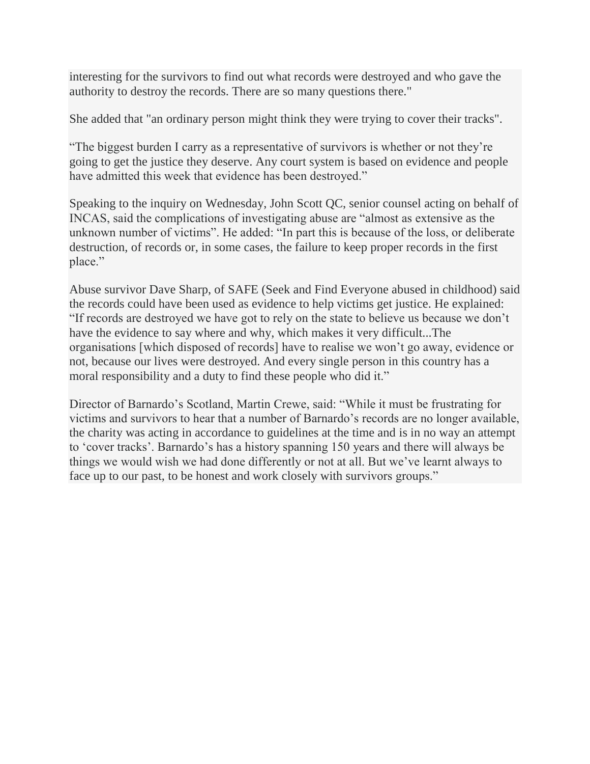interesting for the survivors to find out what records were destroyed and who gave the authority to destroy the records. There are so many questions there."

She added that "an ordinary person might think they were trying to cover their tracks".

“The biggest burden I carry as a representative of survivors is whether or not they’re going to get the justice they deserve. Any court system is based on evidence and people have admitted this week that evidence has been destroyed.”

Speaking to the inquiry on Wednesday, John Scott QC, senior counsel acting on behalf of INCAS, said the complications of investigating abuse are “almost as extensive as the unknown number of victims”. He added: “In part this is because of the loss, or deliberate destruction, of records or, in some cases, the failure to keep proper records in the first place.”

Abuse survivor Dave Sharp, of SAFE (Seek and Find Everyone abused in childhood) said the records could have been used as evidence to help victims get justice. He explained: “If records are destroyed we have got to rely on the state to believe us because we don’t have the evidence to say where and why, which makes it very difficult...The organisations [which disposed of records] have to realise we won’t go away, evidence or not, because our lives were destroyed. And every single person in this country has a moral responsibility and a duty to find these people who did it.”

Director of Barnardo’s Scotland, Martin Crewe, said: “While it must be frustrating for victims and survivors to hear that a number of Barnardo’s records are no longer available, the charity was acting in accordance to guidelines at the time and is in no way an attempt to ‘cover tracks’. Barnardo’s has a history spanning 150 years and there will always be things we would wish we had done differently or not at all. But we’ve learnt always to face up to our past, to be honest and work closely with survivors groups.”